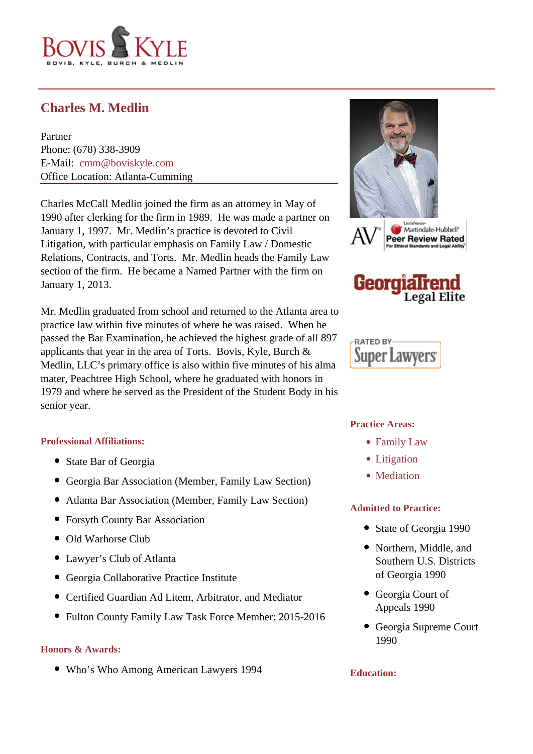# Charles M. Medlin

Partner
Phone: (678) 338-3909
E-Mail: cmm@boviskyle.com
Office Location: Atlanta-Cumming

Charles McCall Medlin joined the firm as an attorney in May of 1990 after clerking for the firm in 1989. He was made a partner on January 1, 1997. Mr. Medlin's practice is devoted to Civil Litigation, with particular emphasis on Family Law / Domestic Relations, Contracts, and Torts. Mr. Medlin heads the Family Law section of the firm. He became a Named Partner with the firm on January 1, 2013.

Mr. Medlin graduated from school and returned to the Atlanta area to practice law within five minutes of where he was raised. When he passed the Bar Examination, he achieved the highest grade of all 897 applicants that year in the area of Torts. Bovis, Kyle, Burch & Medlin, LLC's primary office is also within five minutes of his alma mater, Peachtree High School, where he graduated with honors in 1979 and where he served as the President of the Student Body in his senior year.

### Professional Affiliations:

- State Bar of Georgia
- Georgia Bar Association (Member, Family Law Section)
- Atlanta Bar Association (Member, Family Law Section)
- Forsyth County Bar Association
- Old Warhorse Club
- Lawyer's Club of Atlanta
- Georgia Collaborative Practice Institute
- Certified Guardian Ad Litem, Arbitrator, and Mediator
- Fulton County Family Law Task Force Member: 2015-2016

### Honors & Awards:

- Who's Who Among American Lawyers 1994

### Practice Areas:

- Family Law
- Litigation
- Mediation

### Admitted to Practice:

- State of Georgia 1990
- Northern, Middle, and Southern U.S. Districts of Georgia 1990
- Georgia Court of Appeals 1990
- Georgia Supreme Court 1990

### Education: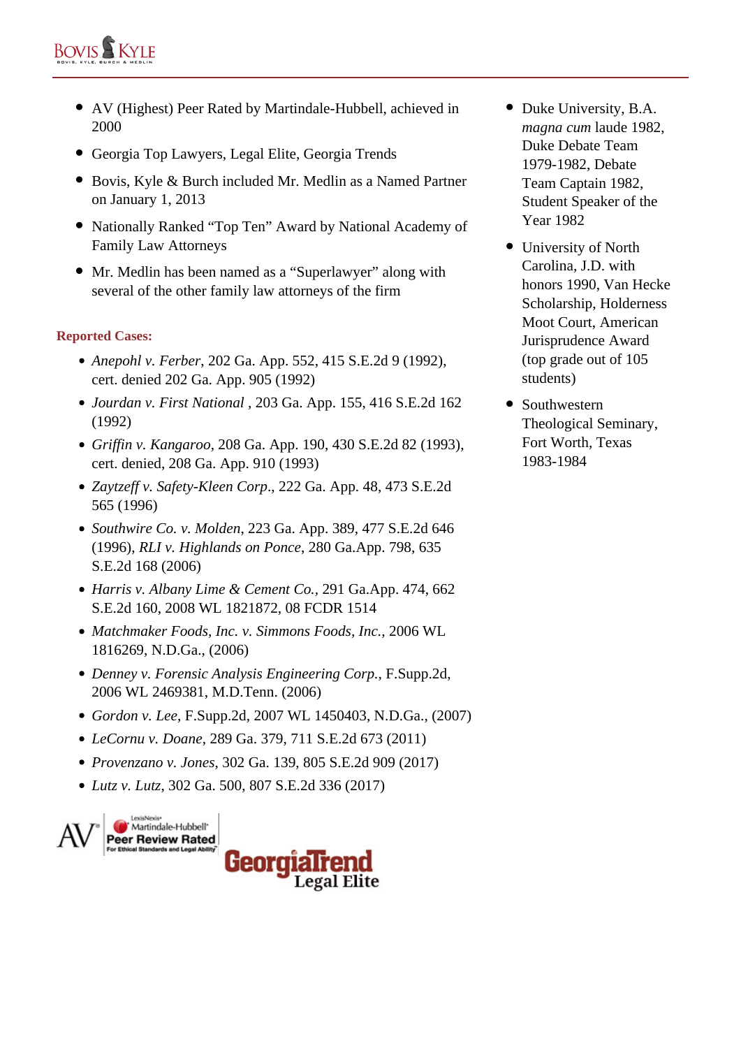- AV (Highest) Peer Rated by Martindale-Hubbell, achieved in 2000
- Georgia Top Lawyers, Legal Elite, Georgia Trends
- Bovis, Kyle & Burch included Mr. Medlin as a Named Partner on January 1, 2013
- Nationally Ranked "Top Ten" Award by National Academy of Family Law Attorneys
- Mr. Medlin has been named as a "Superlawyer" along with several of the other family law attorneys of the firm

**Reported Cases:**

- *Anepohl v. Ferber*, 202 Ga. App. 552, 415 S.E.2d 9 (1992), cert. denied 202 Ga. App. 905 (1992)
- *Jourdan v. First National* , 203 Ga. App. 155, 416 S.E.2d 162 (1992)
- *Griffin v. Kangaroo*, 208 Ga. App. 190, 430 S.E.2d 82 (1993), cert. denied, 208 Ga. App. 910 (1993)
- *Zaytzeff v. Safety-Kleen Corp*., 222 Ga. App. 48, 473 S.E.2d 565 (1996)
- *Southwire Co. v. Molden*, 223 Ga. App. 389, 477 S.E.2d 646 (1996), *RLI v. Highlands on Ponce*, 280 Ga.App. 798, 635 S.E.2d 168 (2006)
- *Harris v. Albany Lime & Cement Co.*, 291 Ga.App. 474, 662 S.E.2d 160, 2008 WL 1821872, 08 FCDR 1514
- *Matchmaker Foods, Inc. v. Simmons Foods, Inc.*, 2006 WL 1816269, N.D.Ga., (2006)
- *Denney v. Forensic Analysis Engineering Corp.*, F.Supp.2d, 2006 WL 2469381, M.D.Tenn. (2006)
- *Gordon v. Lee*, F.Supp.2d, 2007 WL 1450403, N.D.Ga., (2007)
- *LeCornu v. Doane*, 289 Ga. 379, 711 S.E.2d 673 (2011)
- *Provenzano v. Jones*, 302 Ga. 139, 805 S.E.2d 909 (2017)
- *Lutz v. Lutz*, 302 Ga. 500, 807 S.E.2d 336 (2017)

AV® LexisNexis® Martindale-Hubbell® Peer Review Rated For Ethical Standards and Legal Ability™

GeorgiaTrend Legal Elite

- Duke University, B.A. *magna cum* laude 1982, Duke Debate Team 1979-1982, Debate Team Captain 1982, Student Speaker of the Year 1982
- University of North Carolina, J.D. with honors 1990, Van Hecke Scholarship, Holderness Moot Court, American Jurisprudence Award (top grade out of 105 students)
- Southwestern Theological Seminary, Fort Worth, Texas 1983-1984